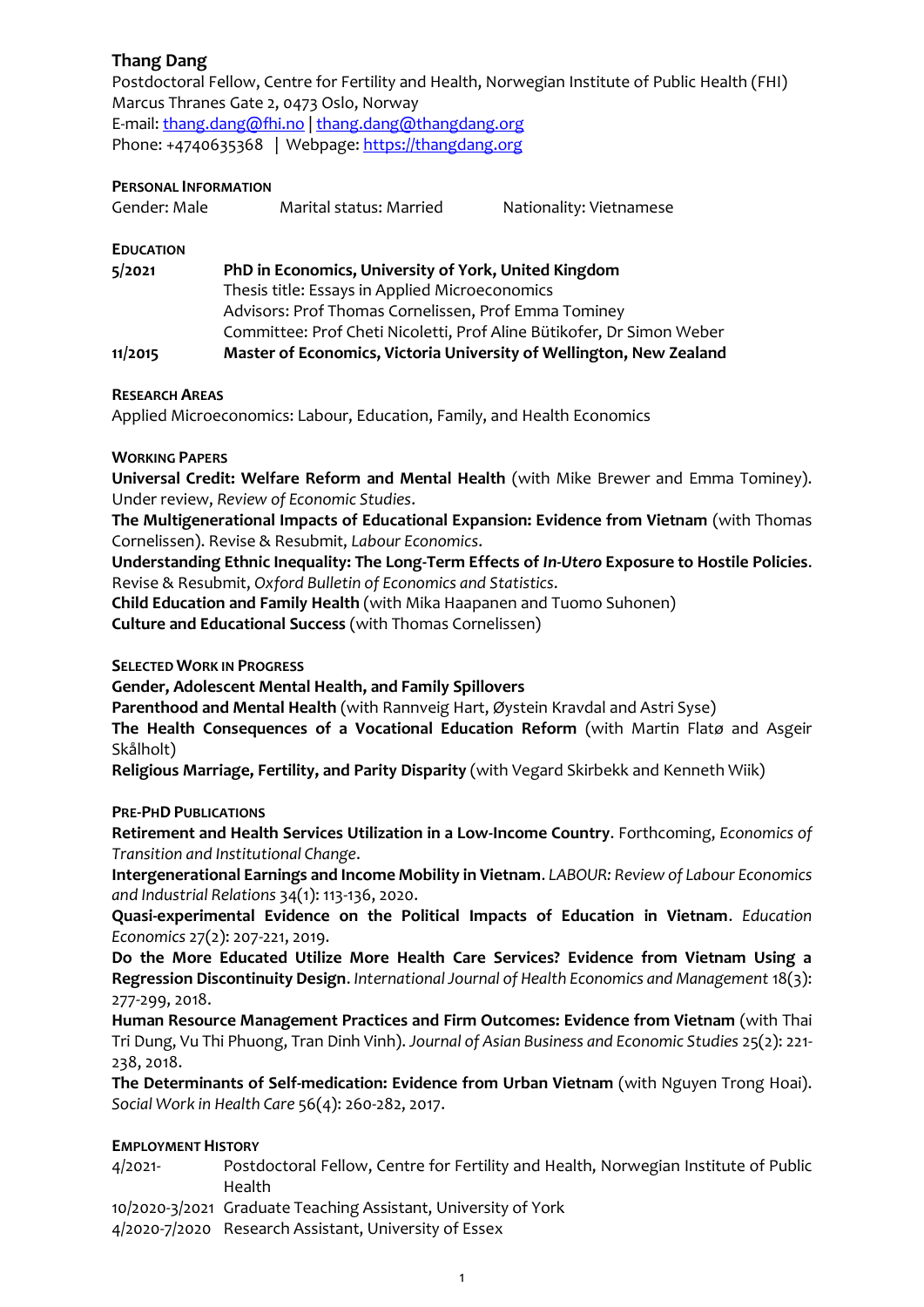# Thang Dang

Postdoctoral Fellow, Centre for Fertility and Health, Norwegian Institute of Public Health (FHI)
Marcus Thranes Gate 2, 0473 Oslo, Norway
E-mail: [thang.dang@fhi.no](mailto:thang.dang@fhi.no) | [thang.dang@thangdang.org](mailto:thang.dang@thangdang.org)
Phone: +4740635368 | Webpage: [https://thangdang.org](https://thangdang.org)

## Personal Information

Gender: Male  Marital status: Married  Nationality: Vietnamese

## Education

**5/2021** **PhD in Economics, University of York, United Kingdom**
Thesis title: Essays in Applied Microeconomics
Advisors: Prof Thomas Cornelissen, Prof Emma Tominey
Committee: Prof Cheti Nicoletti, Prof Aline Bütikofer, Dr Simon Weber

**11/2015** **Master of Economics, Victoria University of Wellington, New Zealand**

## Research Areas

Applied Microeconomics: Labour, Education, Family, and Health Economics

## Working Papers

**Universal Credit: Welfare Reform and Mental Health** (with Mike Brewer and Emma Tominey). Under review, *Review of Economic Studies*.

**The Multigenerational Impacts of Educational Expansion: Evidence from Vietnam** (with Thomas Cornelissen). Revise & Resubmit, *Labour Economics*.

**Understanding Ethnic Inequality: The Long-Term Effects of *In-Utero* Exposure to Hostile Policies**. Revise & Resubmit, *Oxford Bulletin of Economics and Statistics*.

**Child Education and Family Health** (with Mika Haapanen and Tuomo Suhonen)

**Culture and Educational Success** (with Thomas Cornelissen)

## Selected Work in Progress

**Gender, Adolescent Mental Health, and Family Spillovers**

**Parenthood and Mental Health** (with Rannveig Hart, Øystein Kravdal and Astri Syse)

**The Health Consequences of a Vocational Education Reform** (with Martin Flatø and Asgeir Skålholt)

**Religious Marriage, Fertility, and Parity Disparity** (with Vegard Skirbekk and Kenneth Wiik)

## Pre-PhD Publications

**Retirement and Health Services Utilization in a Low-Income Country**. Forthcoming, *Economics of Transition and Institutional Change*.

**Intergenerational Earnings and Income Mobility in Vietnam**. *LABOUR: Review of Labour Economics and Industrial Relations* 34(1): 113-136, 2020.

**Quasi-experimental Evidence on the Political Impacts of Education in Vietnam**. *Education Economics* 27(2): 207-221, 2019.

**Do the More Educated Utilize More Health Care Services? Evidence from Vietnam Using a Regression Discontinuity Design**. *International Journal of Health Economics and Management* 18(3): 277-299, 2018.

**Human Resource Management Practices and Firm Outcomes: Evidence from Vietnam** (with Thai Tri Dung, Vu Thi Phuong, Tran Dinh Vinh). *Journal of Asian Business and Economic Studies* 25(2): 221-238, 2018.

**The Determinants of Self-medication: Evidence from Urban Vietnam** (with Nguyen Trong Hoai). *Social Work in Health Care* 56(4): 260-282, 2017.

## Employment History

4/2021- Postdoctoral Fellow, Centre for Fertility and Health, Norwegian Institute of Public Health

10/2020-3/2021 Graduate Teaching Assistant, University of York

4/2020-7/2020 Research Assistant, University of Essex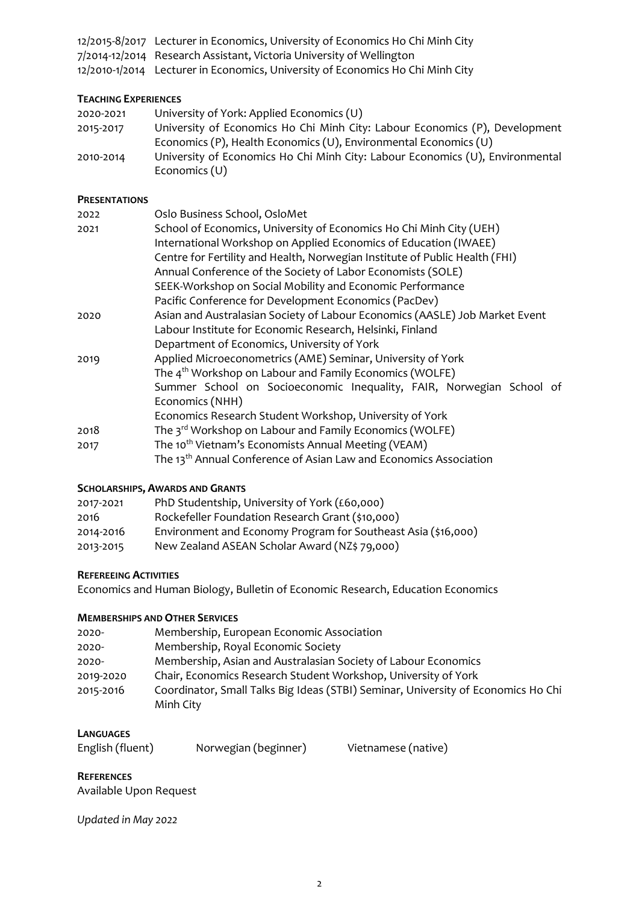| | |
|---|---|
| 12/2015-8/2017 | Lecturer in Economics, University of Economics Ho Chi Minh City |
| 7/2014-12/2014 | Research Assistant, Victoria University of Wellington |
| 12/2010-1/2014 | Lecturer in Economics, University of Economics Ho Chi Minh City |

**TEACHING EXPERIENCES**

| | |
|---|---|
| 2020-2021 | University of York: Applied Economics (U) |
| 2015-2017 | University of Economics Ho Chi Minh City: Labour Economics (P), Development Economics (P), Health Economics (U), Environmental Economics (U) |
| 2010-2014 | University of Economics Ho Chi Minh City: Labour Economics (U), Environmental Economics (U) |

**PRESENTATIONS**

| | |
|---|---|
| 2022 | Oslo Business School, OsloMet |
| 2021 | School of Economics, University of Economics Ho Chi Minh City (UEH) |
| | International Workshop on Applied Economics of Education (IWAEE) |
| | Centre for Fertility and Health, Norwegian Institute of Public Health (FHI) |
| | Annual Conference of the Society of Labor Economists (SOLE) |
| | SEEK-Workshop on Social Mobility and Economic Performance |
| | Pacific Conference for Development Economics (PacDev) |
| 2020 | Asian and Australasian Society of Labour Economics (AASLE) Job Market Event |
| | Labour Institute for Economic Research, Helsinki, Finland |
| | Department of Economics, University of York |
| 2019 | Applied Microeconometrics (AME) Seminar, University of York |
| | The 4th Workshop on Labour and Family Economics (WOLFE) |
| | Summer School on Socioeconomic Inequality, FAIR, Norwegian School of Economics (NHH) |
| | Economics Research Student Workshop, University of York |
| 2018 | The 3rd Workshop on Labour and Family Economics (WOLFE) |
| 2017 | The 10th Vietnam's Economists Annual Meeting (VEAM) |
| | The 13th Annual Conference of Asian Law and Economics Association |

**SCHOLARSHIPS, AWARDS AND GRANTS**

| | |
|---|---|
| 2017-2021 | PhD Studentship, University of York (£60,000) |
| 2016 | Rockefeller Foundation Research Grant ($10,000) |
| 2014-2016 | Environment and Economy Program for Southeast Asia ($16,000) |
| 2013-2015 | New Zealand ASEAN Scholar Award (NZ$ 79,000) |

**REFEREEING ACTIVITIES**

Economics and Human Biology, Bulletin of Economic Research, Education Economics

**MEMBERSHIPS AND OTHER SERVICES**

| | |
|---|---|
| 2020- | Membership, European Economic Association |
| 2020- | Membership, Royal Economic Society |
| 2020- | Membership, Asian and Australasian Society of Labour Economics |
| 2019-2020 | Chair, Economics Research Student Workshop, University of York |
| 2015-2016 | Coordinator, Small Talks Big Ideas (STBI) Seminar, University of Economics Ho Chi Minh City |

**LANGUAGES**

English (fluent) Norwegian (beginner) Vietnamese (native)

**REFERENCES**

Available Upon Request

*Updated in May 2022*